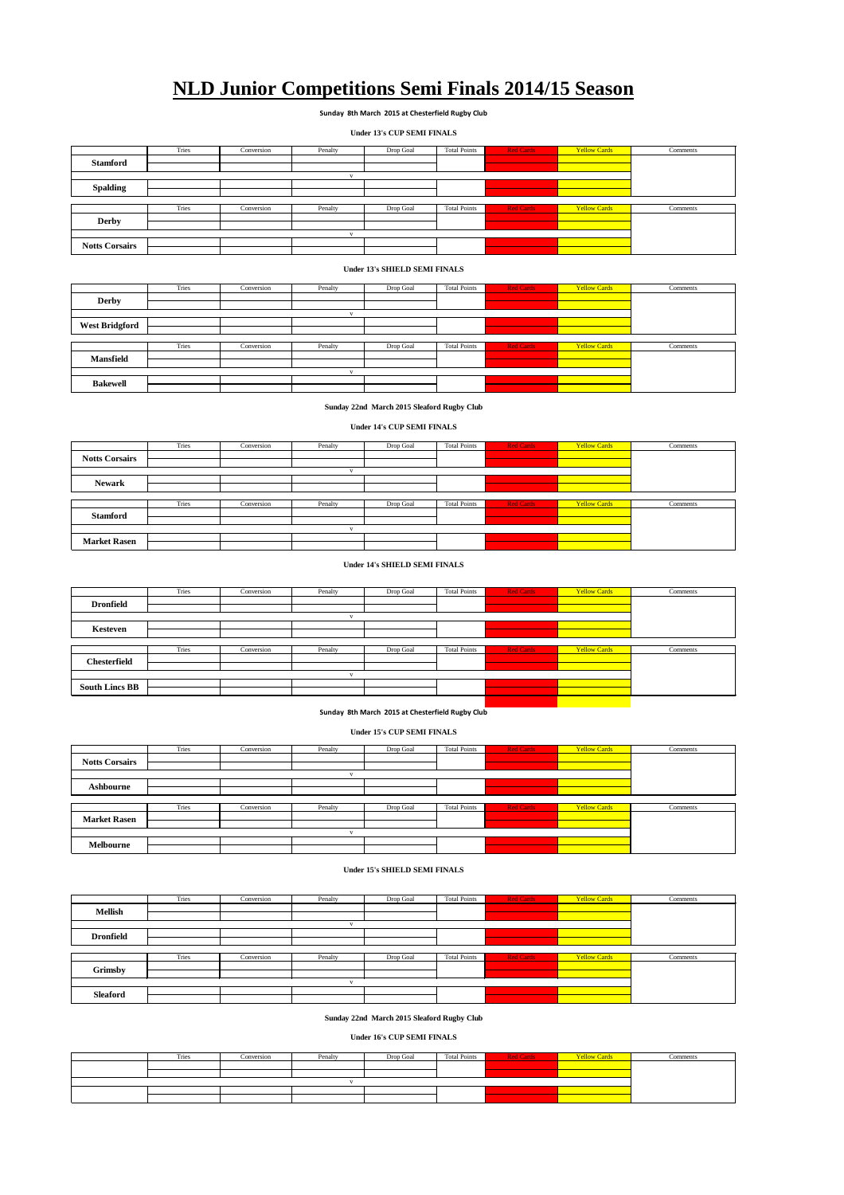# NLD Junior Competitions Semi Finals 2014/15 Season

**Sunday 8th March 2015 at Chesterfield Rugby Club**

**Under 13's CUP SEMI FINALS**

| | Tries | Conversion | Penalty | Drop Goal | Total Points | Red Cards | Yellow Cards | Comments |
|---|---|---|---|---|---|---|---|---|
| **Stamford** | | | | | | | | |
| | | | v | | | | | |
| **Spalding** | | | | | | | | |

| | Tries | Conversion | Penalty | Drop Goal | Total Points | Red Cards | Yellow Cards | Comments |
|---|---|---|---|---|---|---|---|---|
| **Derby** | | | | | | | | |
| | | | v | | | | | |
| **Notts Corsairs** | | | | | | | | |

**Under 13's SHIELD SEMI FINALS**

| | Tries | Conversion | Penalty | Drop Goal | Total Points | Red Cards | Yellow Cards | Comments |
|---|---|---|---|---|---|---|---|---|
| **Derby** | | | | | | | | |
| | | | v | | | | | |
| **West Bridgford** | | | | | | | | |

| | Tries | Conversion | Penalty | Drop Goal | Total Points | Red Cards | Yellow Cards | Comments |
|---|---|---|---|---|---|---|---|---|
| **Mansfield** | | | | | | | | |
| | | | v | | | | | |
| **Bakewell** | | | | | | | | |

**Sunday 22nd March 2015 Sleaford Rugby Club**

**Under 14's CUP SEMI FINALS**

| | Tries | Conversion | Penalty | Drop Goal | Total Points | Red Cards | Yellow Cards | Comments |
|---|---|---|---|---|---|---|---|---|
| **Notts Corsairs** | | | | | | | | |
| | | | v | | | | | |
| **Newark** | | | | | | | | |

| | Tries | Conversion | Penalty | Drop Goal | Total Points | Red Cards | Yellow Cards | Comments |
|---|---|---|---|---|---|---|---|---|
| **Stamford** | | | | | | | | |
| | | | v | | | | | |
| **Market Rasen** | | | | | | | | |

**Under 14's SHIELD SEMI FINALS**

| | Tries | Conversion | Penalty | Drop Goal | Total Points | Red Cards | Yellow Cards | Comments |
|---|---|---|---|---|---|---|---|---|
| **Dronfield** | | | | | | | | |
| | | | v | | | | | |
| **Kesteven** | | | | | | | | |

| | Tries | Conversion | Penalty | Drop Goal | Total Points | Red Cards | Yellow Cards | Comments |
|---|---|---|---|---|---|---|---|---|
| **Chesterfield** | | | | | | | | |
| | | | v | | | | | |
| **South Lincs BB** | | | | | | | | |

**Sunday 8th March 2015 at Chesterfield Rugby Club**

**Under 15's CUP SEMI FINALS**

| | Tries | Conversion | Penalty | Drop Goal | Total Points | Red Cards | Yellow Cards | Comments |
|---|---|---|---|---|---|---|---|---|
| **Notts Corsairs** | | | | | | | | |
| | | | v | | | | | |
| **Ashbourne** | | | | | | | | |

| | Tries | Conversion | Penalty | Drop Goal | Total Points | Red Cards | Yellow Cards | Comments |
|---|---|---|---|---|---|---|---|---|
| **Market Rasen** | | | | | | | | |
| | | | v | | | | | |
| **Melbourne** | | | | | | | | |

**Under 15's SHIELD SEMI FINALS**

| | Tries | Conversion | Penalty | Drop Goal | Total Points | Red Cards | Yellow Cards | Comments |
|---|---|---|---|---|---|---|---|---|
| **Mellish** | | | | | | | | |
| | | | v | | | | | |
| **Dronfield** | | | | | | | | |

| | Tries | Conversion | Penalty | Drop Goal | Total Points | Red Cards | Yellow Cards | Comments |
|---|---|---|---|---|---|---|---|---|
| **Grimsby** | | | | | | | | |
| | | | v | | | | | |
| **Sleaford** | | | | | | | | |

**Sunday 22nd March 2015 Sleaford Rugby Club**

**Under 16's CUP SEMI FINALS**

| | Tries | Conversion | Penalty | Drop Goal | Total Points | Red Cards | Yellow Cards | Comments |
|---|---|---|---|---|---|---|---|---|
| | | | | | | | | |
| | | | v | | | | | |
| | | | | | | | | |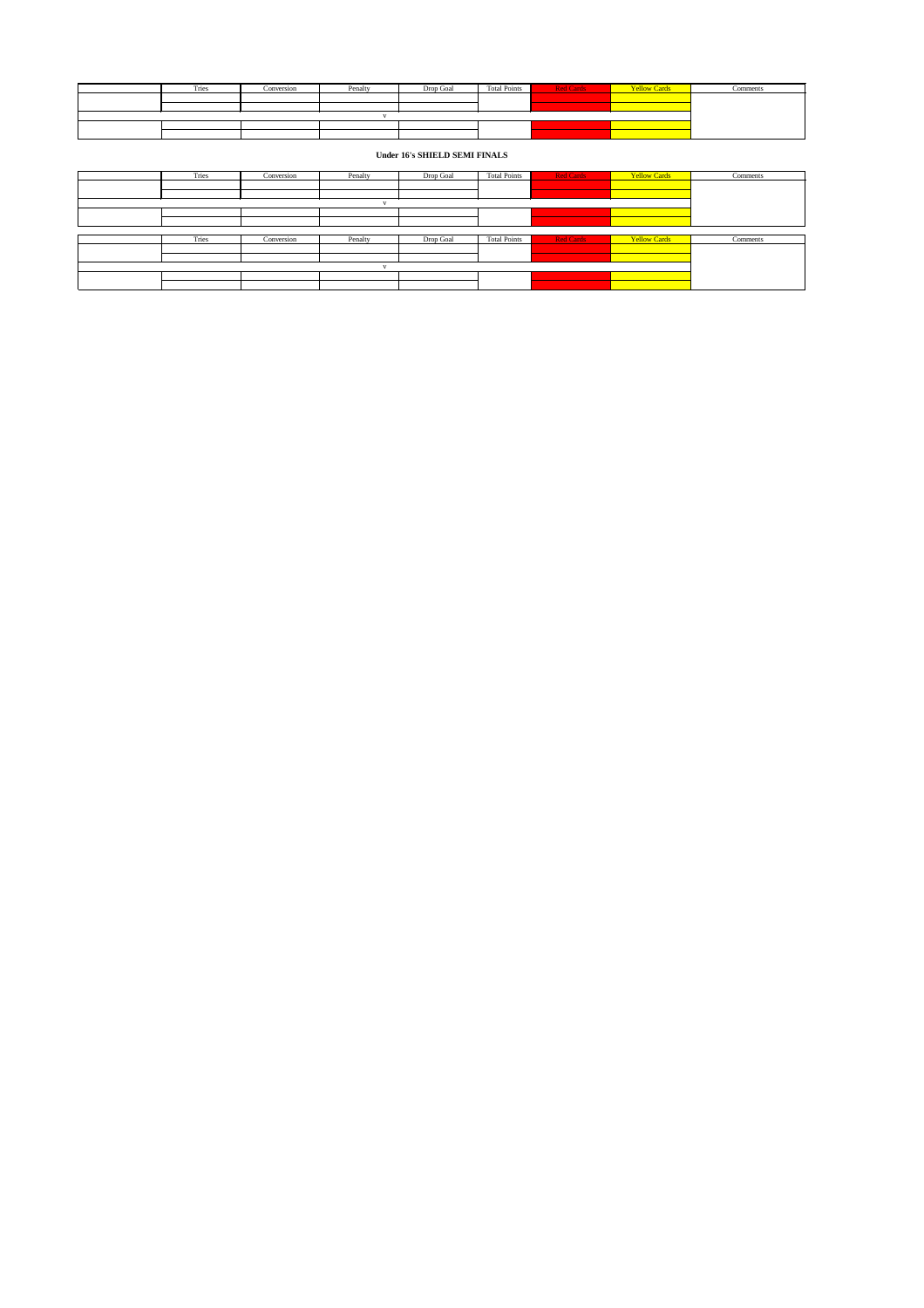| | Tries | Conversion | Penalty | Drop Goal | Total Points | Red Cards | Yellow Cards | Comments |
|---|---|---|---|---|---|---|---|---|
| | | | | | | | | |
| | | | | | | | | |
| | | | v | | | | | |
| | | | | | | | | |
| | | | | | | | | |

**Under 16's SHIELD SEMI FINALS**

| | Tries | Conversion | Penalty | Drop Goal | Total Points | Red Cards | Yellow Cards | Comments |
|---|---|---|---|---|---|---|---|---|
| | | | | | | | | |
| | | | | | | | | |
| | | | v | | | | | |
| | | | | | | | | |
| | | | | | | | | |

| | Tries | Conversion | Penalty | Drop Goal | Total Points | Red Cards | Yellow Cards | Comments |
|---|---|---|---|---|---|---|---|---|
| | | | | | | | | |
| | | | | | | | | |
| | | | v | | | | | |
| | | | | | | | | |
| | | | | | | | | |